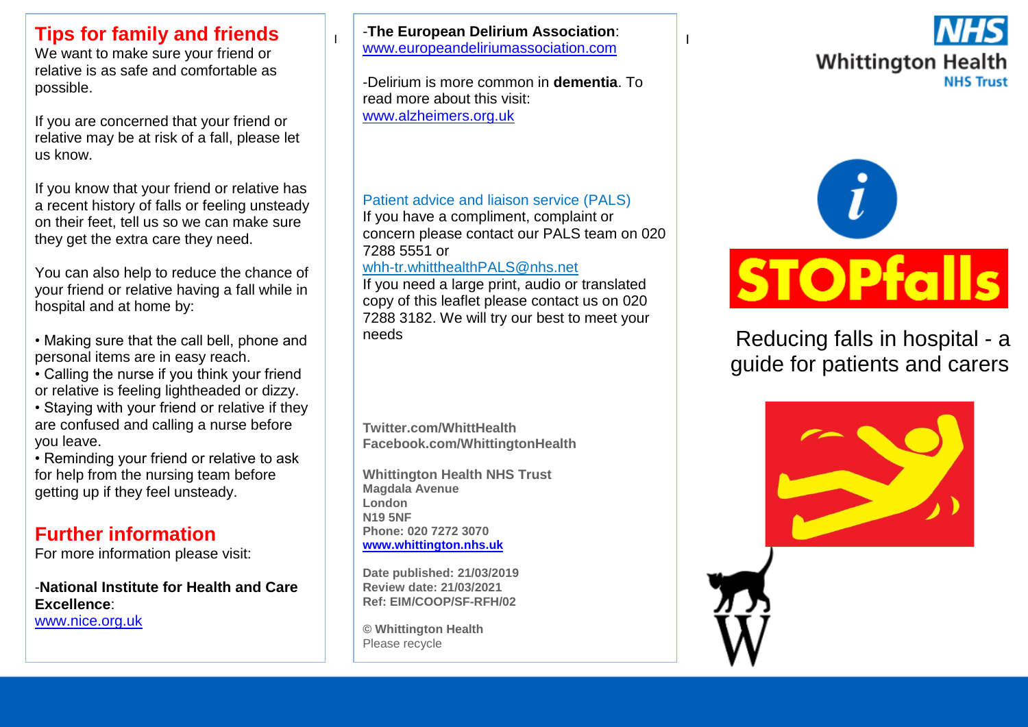## Tips for family and friends

We want to make sure your friend or relative is as safe and comfortable as possible.

If you are concerned that your friend or relative may be at risk of a fall, please let us know.

If you know that your friend or relative has a recent history of falls or feeling unsteady on their feet, tell us so we can make sure they get the extra care they need.

You can also help to reduce the chance of your friend or relative having a fall while in hospital and at home by:

- Making sure that the call bell, phone and personal items are in easy reach.
- Calling the nurse if you think your friend or relative is feeling lightheaded or dizzy.
- Staying with your friend or relative if they are confused and calling a nurse before you leave.
- Reminding your friend or relative to ask for help from the nursing team before getting up if they feel unsteady.

## Further information

For more information please visit:

-**National Institute for Health and Care Excellence**:
www.nice.org.uk

-**The European Delirium Association**:
www.europeandeliriumassociation.com

-Delirium is more common in **dementia**. To read more about this visit:
www.alzheimers.org.uk

### Patient advice and liaison service (PALS)

If you have a compliment, complaint or concern please contact our PALS team on 020 7288 5551 or
whh-tr.whitthealthPALS@nhs.net
If you need a large print, audio or translated copy of this leaflet please contact us on 020 7288 3182. We will try our best to meet your needs

**Twitter.com/WhittHealth**
**Facebook.com/WhittingtonHealth**

**Whittington Health NHS Trust**
**Magdala Avenue**
**London**
**N19 5NF**
**Phone: 020 7272 3070**
**www.whittington.nhs.uk**

**Date published: 21/03/2019**
**Review date: 21/03/2021**
**Ref: EIM/COOP/SF-RFH/02**

**© Whittington Health**
Please recycle

NHS Whittington Health NHS Trust

# STOPfalls

Reducing falls in hospital - a guide for patients and carers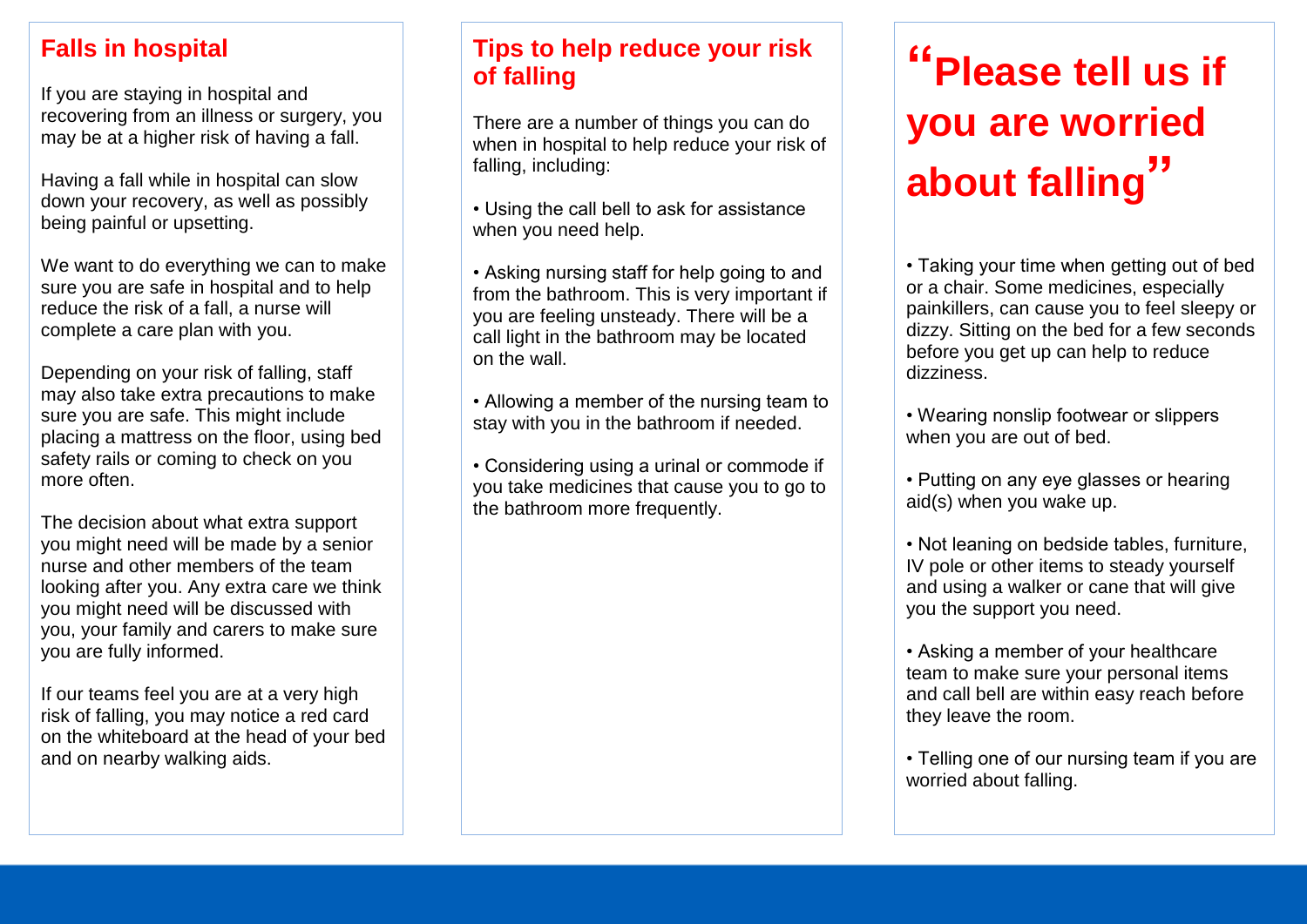## Falls in hospital

If you are staying in hospital and recovering from an illness or surgery, you may be at a higher risk of having a fall.

Having a fall while in hospital can slow down your recovery, as well as possibly being painful or upsetting.

We want to do everything we can to make sure you are safe in hospital and to help reduce the risk of a fall, a nurse will complete a care plan with you.

Depending on your risk of falling, staff may also take extra precautions to make sure you are safe. This might include placing a mattress on the floor, using bed safety rails or coming to check on you more often.

The decision about what extra support you might need will be made by a senior nurse and other members of the team looking after you. Any extra care we think you might need will be discussed with you, your family and carers to make sure you are fully informed.

If our teams feel you are at a very high risk of falling, you may notice a red card on the whiteboard at the head of your bed and on nearby walking aids.

## Tips to help reduce your risk of falling

There are a number of things you can do when in hospital to help reduce your risk of falling, including:

- Using the call bell to ask for assistance when you need help.
- Asking nursing staff for help going to and from the bathroom. This is very important if you are feeling unsteady. There will be a call light in the bathroom may be located on the wall.
- Allowing a member of the nursing team to stay with you in the bathroom if needed.
- Considering using a urinal or commode if you take medicines that cause you to go to the bathroom more frequently.

# “Please tell us if you are worried about falling”

- Taking your time when getting out of bed or a chair. Some medicines, especially painkillers, can cause you to feel sleepy or dizzy. Sitting on the bed for a few seconds before you get up can help to reduce dizziness.
- Wearing nonslip footwear or slippers when you are out of bed.
- Putting on any eye glasses or hearing aid(s) when you wake up.
- Not leaning on bedside tables, furniture, IV pole or other items to steady yourself and using a walker or cane that will give you the support you need.
- Asking a member of your healthcare team to make sure your personal items and call bell are within easy reach before they leave the room.
- Telling one of our nursing team if you are worried about falling.